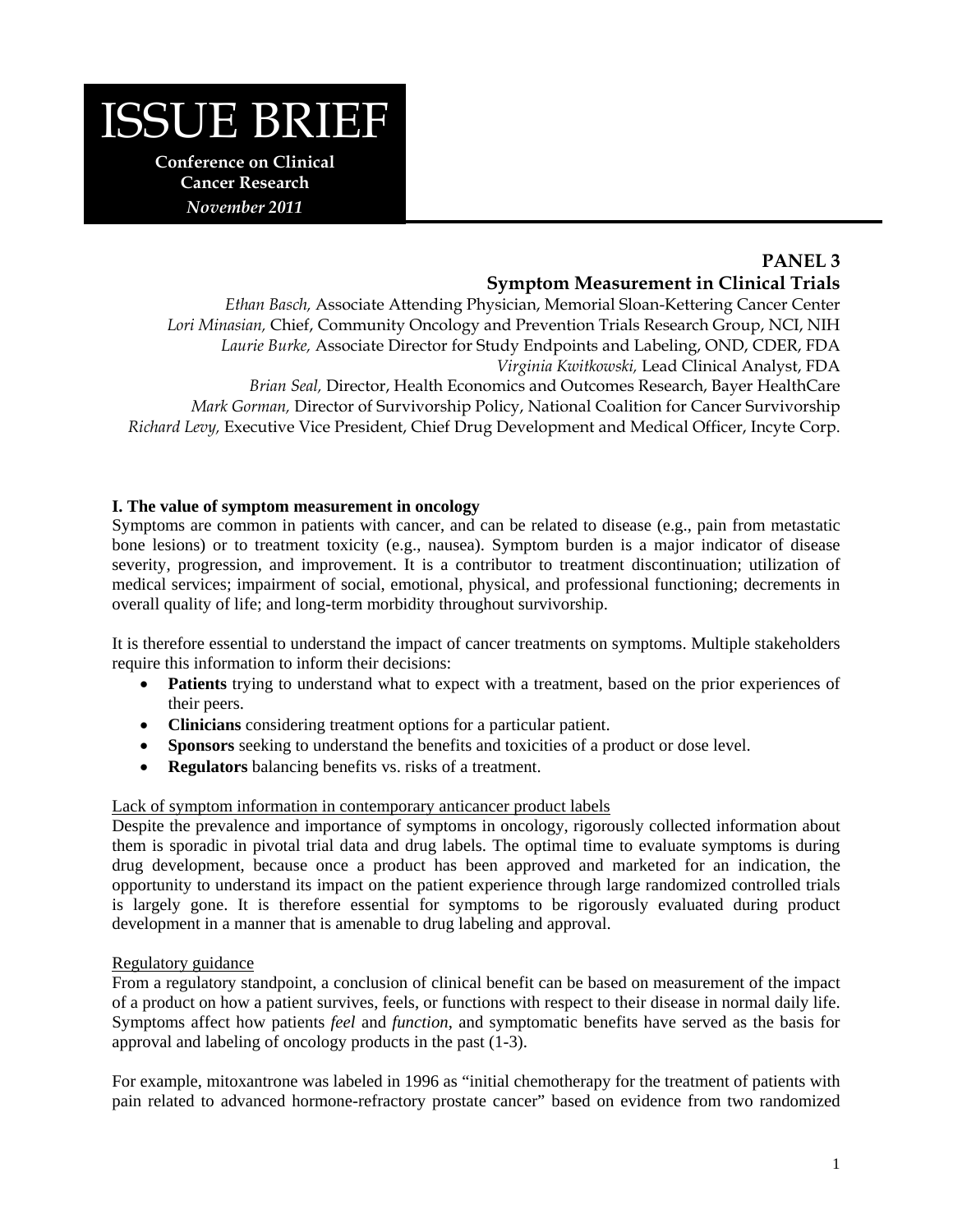# ISSUE BRIEF

**Conference on Clinical Cancer Research**
*November 2011*

## PANEL 3
## Symptom Measurement in Clinical Trials

*Ethan Basch,* Associate Attending Physician, Memorial Sloan-Kettering Cancer Center
*Lori Minasian,* Chief, Community Oncology and Prevention Trials Research Group, NCI, NIH
*Laurie Burke,* Associate Director for Study Endpoints and Labeling, OND, CDER, FDA
*Virginia Kwitkowski,* Lead Clinical Analyst, FDA
*Brian Seal,* Director, Health Economics and Outcomes Research, Bayer HealthCare
*Mark Gorman,* Director of Survivorship Policy, National Coalition for Cancer Survivorship
*Richard Levy,* Executive Vice President, Chief Drug Development and Medical Officer, Incyte Corp.

### I. The value of symptom measurement in oncology

Symptoms are common in patients with cancer, and can be related to disease (e.g., pain from metastatic bone lesions) or to treatment toxicity (e.g., nausea). Symptom burden is a major indicator of disease severity, progression, and improvement. It is a contributor to treatment discontinuation; utilization of medical services; impairment of social, emotional, physical, and professional functioning; decrements in overall quality of life; and long-term morbidity throughout survivorship.

It is therefore essential to understand the impact of cancer treatments on symptoms. Multiple stakeholders require this information to inform their decisions:

- **Patients** trying to understand what to expect with a treatment, based on the prior experiences of their peers.
- **Clinicians** considering treatment options for a particular patient.
- **Sponsors** seeking to understand the benefits and toxicities of a product or dose level.
- **Regulators** balancing benefits vs. risks of a treatment.

#### Lack of symptom information in contemporary anticancer product labels

Despite the prevalence and importance of symptoms in oncology, rigorously collected information about them is sporadic in pivotal trial data and drug labels. The optimal time to evaluate symptoms is during drug development, because once a product has been approved and marketed for an indication, the opportunity to understand its impact on the patient experience through large randomized controlled trials is largely gone. It is therefore essential for symptoms to be rigorously evaluated during product development in a manner that is amenable to drug labeling and approval.

#### Regulatory guidance

From a regulatory standpoint, a conclusion of clinical benefit can be based on measurement of the impact of a product on how a patient survives, feels, or functions with respect to their disease in normal daily life. Symptoms affect how patients *feel* and *function*, and symptomatic benefits have served as the basis for approval and labeling of oncology products in the past (1-3).

For example, mitoxantrone was labeled in 1996 as "initial chemotherapy for the treatment of patients with pain related to advanced hormone-refractory prostate cancer" based on evidence from two randomized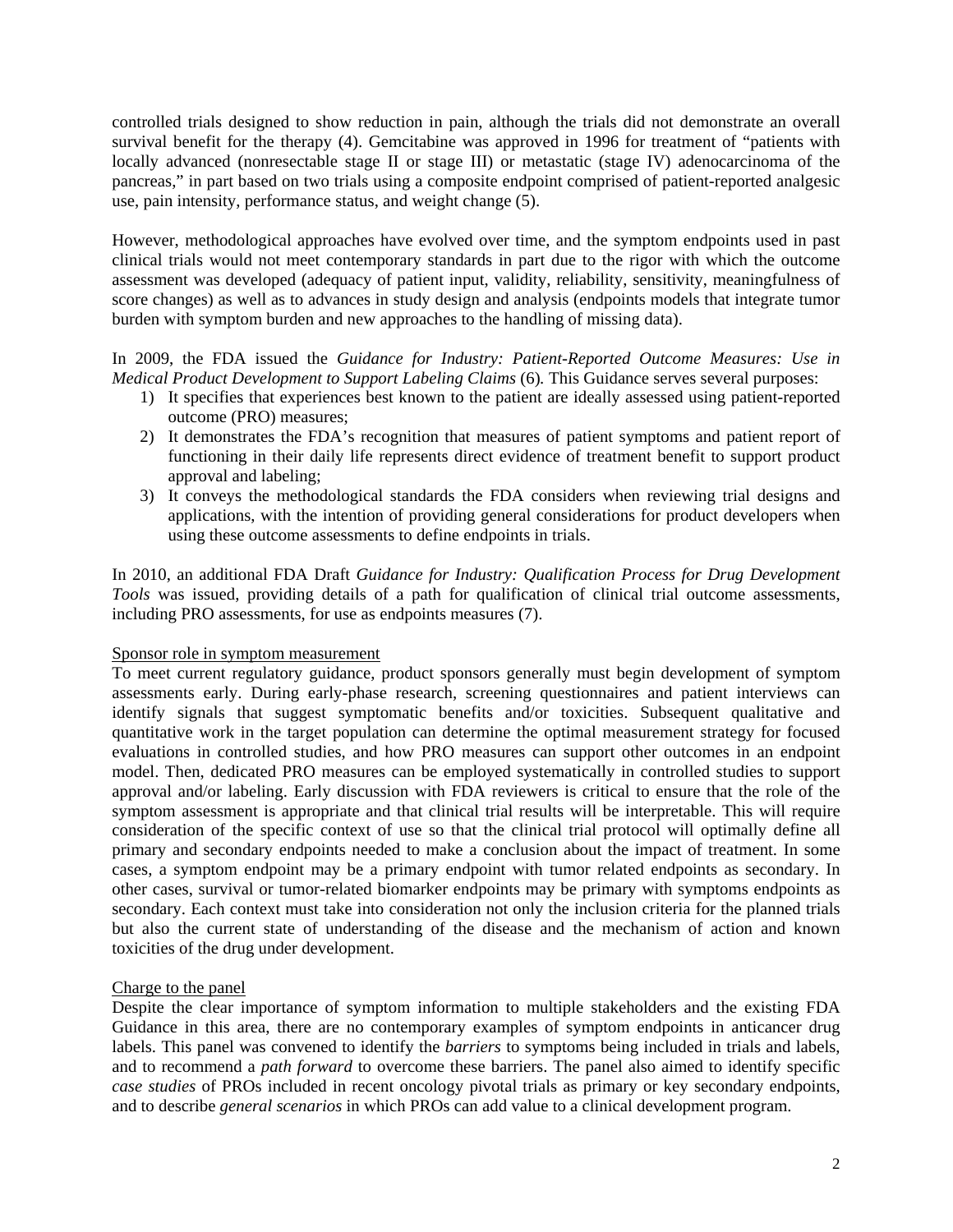controlled trials designed to show reduction in pain, although the trials did not demonstrate an overall survival benefit for the therapy (4). Gemcitabine was approved in 1996 for treatment of "patients with locally advanced (nonresectable stage II or stage III) or metastatic (stage IV) adenocarcinoma of the pancreas," in part based on two trials using a composite endpoint comprised of patient-reported analgesic use, pain intensity, performance status, and weight change (5).

However, methodological approaches have evolved over time, and the symptom endpoints used in past clinical trials would not meet contemporary standards in part due to the rigor with which the outcome assessment was developed (adequacy of patient input, validity, reliability, sensitivity, meaningfulness of score changes) as well as to advances in study design and analysis (endpoints models that integrate tumor burden with symptom burden and new approaches to the handling of missing data).

In 2009, the FDA issued the *Guidance for Industry: Patient-Reported Outcome Measures: Use in Medical Product Development to Support Labeling Claims* (6)*.* This Guidance serves several purposes:

1) It specifies that experiences best known to the patient are ideally assessed using patient-reported outcome (PRO) measures;
2) It demonstrates the FDA's recognition that measures of patient symptoms and patient report of functioning in their daily life represents direct evidence of treatment benefit to support product approval and labeling;
3) It conveys the methodological standards the FDA considers when reviewing trial designs and applications, with the intention of providing general considerations for product developers when using these outcome assessments to define endpoints in trials.

In 2010, an additional FDA Draft *Guidance for Industry: Qualification Process for Drug Development Tools* was issued, providing details of a path for qualification of clinical trial outcome assessments, including PRO assessments, for use as endpoints measures (7).

<u>Sponsor role in symptom measurement</u>

To meet current regulatory guidance, product sponsors generally must begin development of symptom assessments early. During early-phase research, screening questionnaires and patient interviews can identify signals that suggest symptomatic benefits and/or toxicities. Subsequent qualitative and quantitative work in the target population can determine the optimal measurement strategy for focused evaluations in controlled studies, and how PRO measures can support other outcomes in an endpoint model. Then, dedicated PRO measures can be employed systematically in controlled studies to support approval and/or labeling. Early discussion with FDA reviewers is critical to ensure that the role of the symptom assessment is appropriate and that clinical trial results will be interpretable. This will require consideration of the specific context of use so that the clinical trial protocol will optimally define all primary and secondary endpoints needed to make a conclusion about the impact of treatment. In some cases, a symptom endpoint may be a primary endpoint with tumor related endpoints as secondary. In other cases, survival or tumor-related biomarker endpoints may be primary with symptoms endpoints as secondary. Each context must take into consideration not only the inclusion criteria for the planned trials but also the current state of understanding of the disease and the mechanism of action and known toxicities of the drug under development.

<u>Charge to the panel</u>

Despite the clear importance of symptom information to multiple stakeholders and the existing FDA Guidance in this area, there are no contemporary examples of symptom endpoints in anticancer drug labels. This panel was convened to identify the *barriers* to symptoms being included in trials and labels, and to recommend a *path forward* to overcome these barriers. The panel also aimed to identify specific *case studies* of PROs included in recent oncology pivotal trials as primary or key secondary endpoints, and to describe *general scenarios* in which PROs can add value to a clinical development program.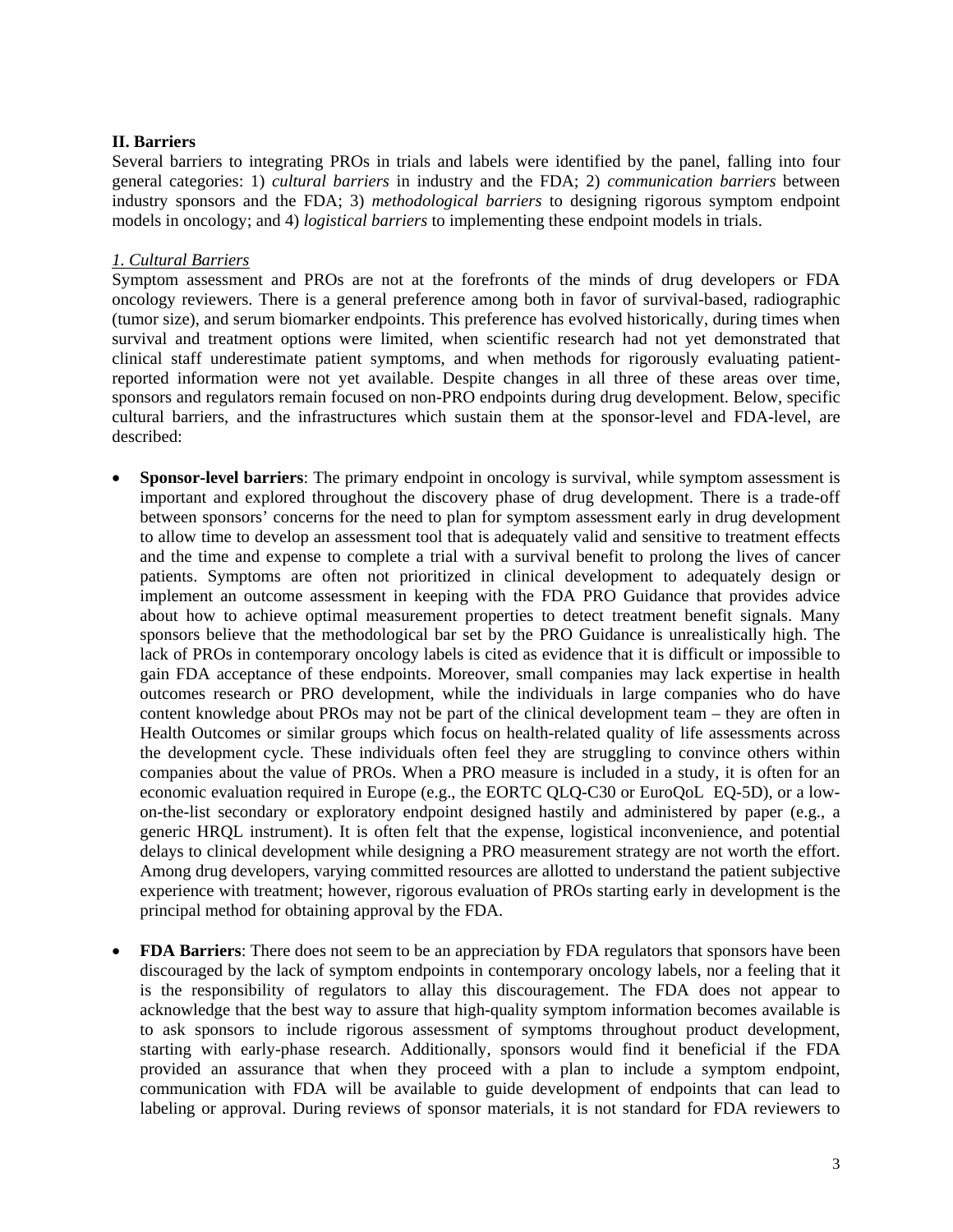**II. Barriers**

Several barriers to integrating PROs in trials and labels were identified by the panel, falling into four general categories: 1) *cultural barriers* in industry and the FDA; 2) *communication barriers* between industry sponsors and the FDA; 3) *methodological barriers* to designing rigorous symptom endpoint models in oncology; and 4) *logistical barriers* to implementing these endpoint models in trials.

*1. Cultural Barriers*

Symptom assessment and PROs are not at the forefronts of the minds of drug developers or FDA oncology reviewers. There is a general preference among both in favor of survival-based, radiographic (tumor size), and serum biomarker endpoints. This preference has evolved historically, during times when survival and treatment options were limited, when scientific research had not yet demonstrated that clinical staff underestimate patient symptoms, and when methods for rigorously evaluating patient-reported information were not yet available. Despite changes in all three of these areas over time, sponsors and regulators remain focused on non-PRO endpoints during drug development. Below, specific cultural barriers, and the infrastructures which sustain them at the sponsor-level and FDA-level, are described:

- **Sponsor-level barriers**: The primary endpoint in oncology is survival, while symptom assessment is important and explored throughout the discovery phase of drug development. There is a trade-off between sponsors' concerns for the need to plan for symptom assessment early in drug development to allow time to develop an assessment tool that is adequately valid and sensitive to treatment effects and the time and expense to complete a trial with a survival benefit to prolong the lives of cancer patients. Symptoms are often not prioritized in clinical development to adequately design or implement an outcome assessment in keeping with the FDA PRO Guidance that provides advice about how to achieve optimal measurement properties to detect treatment benefit signals. Many sponsors believe that the methodological bar set by the PRO Guidance is unrealistically high. The lack of PROs in contemporary oncology labels is cited as evidence that it is difficult or impossible to gain FDA acceptance of these endpoints. Moreover, small companies may lack expertise in health outcomes research or PRO development, while the individuals in large companies who do have content knowledge about PROs may not be part of the clinical development team – they are often in Health Outcomes or similar groups which focus on health-related quality of life assessments across the development cycle. These individuals often feel they are struggling to convince others within companies about the value of PROs. When a PRO measure is included in a study, it is often for an economic evaluation required in Europe (e.g., the EORTC QLQ-C30 or EuroQoL EQ-5D), or a low-on-the-list secondary or exploratory endpoint designed hastily and administered by paper (e.g., a generic HRQL instrument). It is often felt that the expense, logistical inconvenience, and potential delays to clinical development while designing a PRO measurement strategy are not worth the effort. Among drug developers, varying committed resources are allotted to understand the patient subjective experience with treatment; however, rigorous evaluation of PROs starting early in development is the principal method for obtaining approval by the FDA.

- **FDA Barriers**: There does not seem to be an appreciation by FDA regulators that sponsors have been discouraged by the lack of symptom endpoints in contemporary oncology labels, nor a feeling that it is the responsibility of regulators to allay this discouragement. The FDA does not appear to acknowledge that the best way to assure that high-quality symptom information becomes available is to ask sponsors to include rigorous assessment of symptoms throughout product development, starting with early-phase research. Additionally, sponsors would find it beneficial if the FDA provided an assurance that when they proceed with a plan to include a symptom endpoint, communication with FDA will be available to guide development of endpoints that can lead to labeling or approval. During reviews of sponsor materials, it is not standard for FDA reviewers to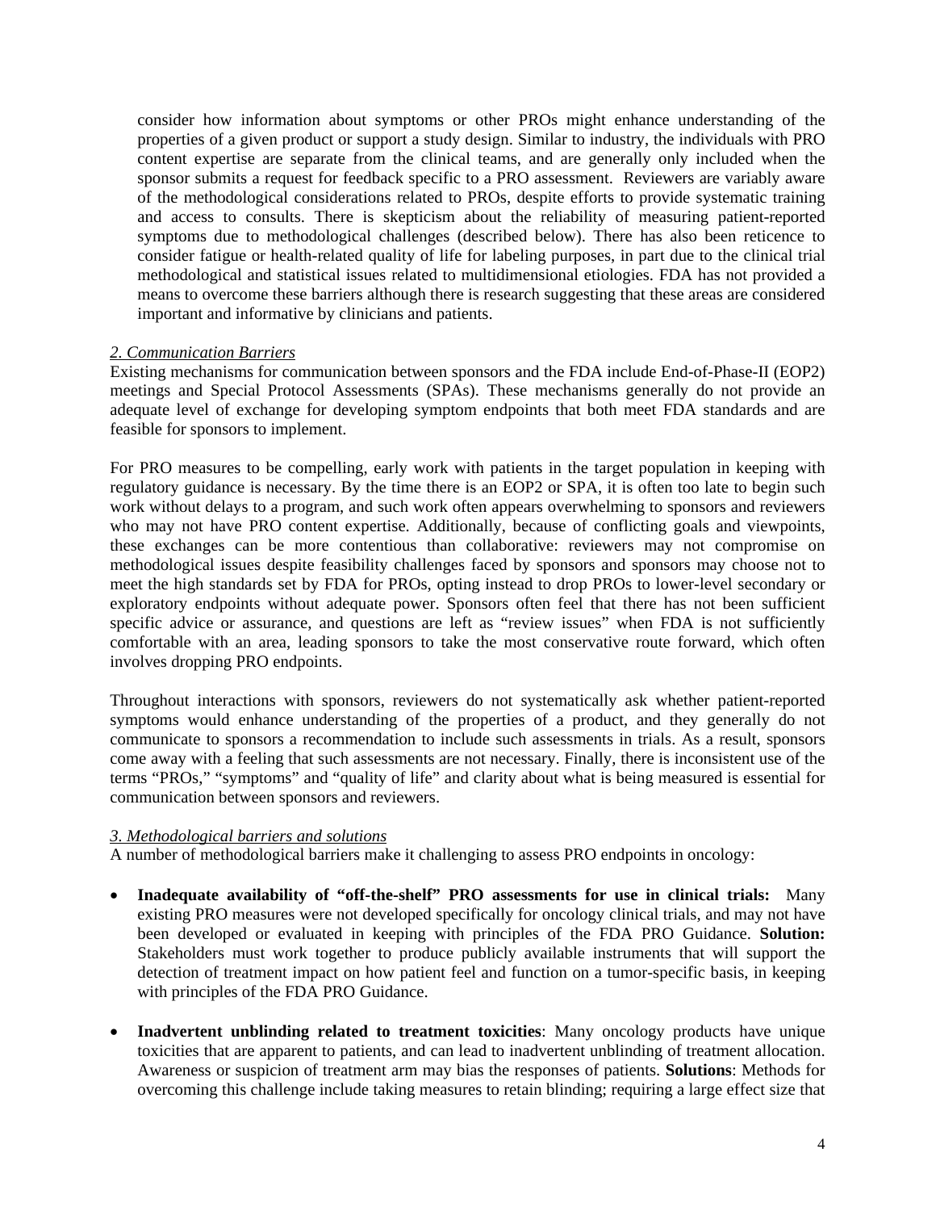consider how information about symptoms or other PROs might enhance understanding of the properties of a given product or support a study design. Similar to industry, the individuals with PRO content expertise are separate from the clinical teams, and are generally only included when the sponsor submits a request for feedback specific to a PRO assessment. Reviewers are variably aware of the methodological considerations related to PROs, despite efforts to provide systematic training and access to consults. There is skepticism about the reliability of measuring patient-reported symptoms due to methodological challenges (described below). There has also been reticence to consider fatigue or health-related quality of life for labeling purposes, in part due to the clinical trial methodological and statistical issues related to multidimensional etiologies. FDA has not provided a means to overcome these barriers although there is research suggesting that these areas are considered important and informative by clinicians and patients.

*2. Communication Barriers*

Existing mechanisms for communication between sponsors and the FDA include End-of-Phase-II (EOP2) meetings and Special Protocol Assessments (SPAs). These mechanisms generally do not provide an adequate level of exchange for developing symptom endpoints that both meet FDA standards and are feasible for sponsors to implement.

For PRO measures to be compelling, early work with patients in the target population in keeping with regulatory guidance is necessary. By the time there is an EOP2 or SPA, it is often too late to begin such work without delays to a program, and such work often appears overwhelming to sponsors and reviewers who may not have PRO content expertise. Additionally, because of conflicting goals and viewpoints, these exchanges can be more contentious than collaborative: reviewers may not compromise on methodological issues despite feasibility challenges faced by sponsors and sponsors may choose not to meet the high standards set by FDA for PROs, opting instead to drop PROs to lower-level secondary or exploratory endpoints without adequate power. Sponsors often feel that there has not been sufficient specific advice or assurance, and questions are left as "review issues" when FDA is not sufficiently comfortable with an area, leading sponsors to take the most conservative route forward, which often involves dropping PRO endpoints.

Throughout interactions with sponsors, reviewers do not systematically ask whether patient-reported symptoms would enhance understanding of the properties of a product, and they generally do not communicate to sponsors a recommendation to include such assessments in trials. As a result, sponsors come away with a feeling that such assessments are not necessary. Finally, there is inconsistent use of the terms "PROs," "symptoms" and "quality of life" and clarity about what is being measured is essential for communication between sponsors and reviewers.

*3. Methodological barriers and solutions*

A number of methodological barriers make it challenging to assess PRO endpoints in oncology:

- **Inadequate availability of "off-the-shelf" PRO assessments for use in clinical trials:** Many existing PRO measures were not developed specifically for oncology clinical trials, and may not have been developed or evaluated in keeping with principles of the FDA PRO Guidance. **Solution:** Stakeholders must work together to produce publicly available instruments that will support the detection of treatment impact on how patient feel and function on a tumor-specific basis, in keeping with principles of the FDA PRO Guidance.

- **Inadvertent unblinding related to treatment toxicities**: Many oncology products have unique toxicities that are apparent to patients, and can lead to inadvertent unblinding of treatment allocation. Awareness or suspicion of treatment arm may bias the responses of patients. **Solutions**: Methods for overcoming this challenge include taking measures to retain blinding; requiring a large effect size that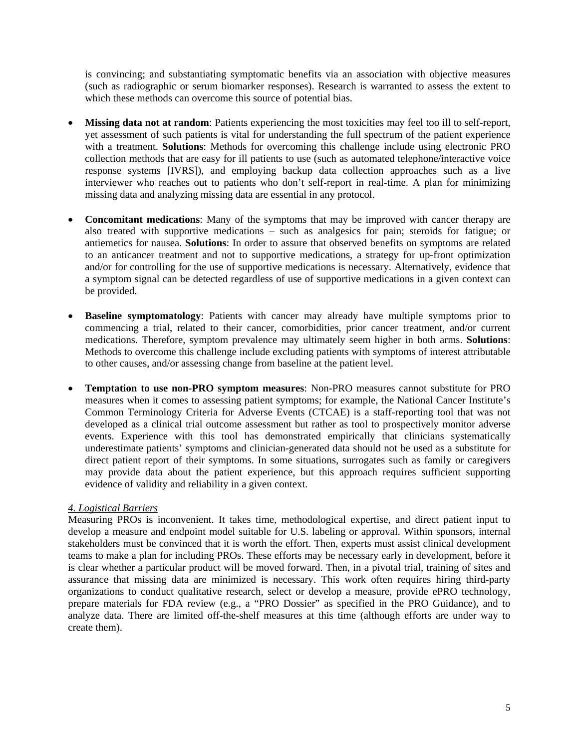is convincing; and substantiating symptomatic benefits via an association with objective measures (such as radiographic or serum biomarker responses). Research is warranted to assess the extent to which these methods can overcome this source of potential bias.

- **Missing data not at random**: Patients experiencing the most toxicities may feel too ill to self-report, yet assessment of such patients is vital for understanding the full spectrum of the patient experience with a treatment. **Solutions**: Methods for overcoming this challenge include using electronic PRO collection methods that are easy for ill patients to use (such as automated telephone/interactive voice response systems [IVRS]), and employing backup data collection approaches such as a live interviewer who reaches out to patients who don't self-report in real-time. A plan for minimizing missing data and analyzing missing data are essential in any protocol.

- **Concomitant medications**: Many of the symptoms that may be improved with cancer therapy are also treated with supportive medications – such as analgesics for pain; steroids for fatigue; or antiemetics for nausea. **Solutions**: In order to assure that observed benefits on symptoms are related to an anticancer treatment and not to supportive medications, a strategy for up-front optimization and/or for controlling for the use of supportive medications is necessary. Alternatively, evidence that a symptom signal can be detected regardless of use of supportive medications in a given context can be provided.

- **Baseline symptomatology**: Patients with cancer may already have multiple symptoms prior to commencing a trial, related to their cancer, comorbidities, prior cancer treatment, and/or current medications. Therefore, symptom prevalence may ultimately seem higher in both arms. **Solutions**: Methods to overcome this challenge include excluding patients with symptoms of interest attributable to other causes, and/or assessing change from baseline at the patient level.

- **Temptation to use non-PRO symptom measures**: Non-PRO measures cannot substitute for PRO measures when it comes to assessing patient symptoms; for example, the National Cancer Institute's Common Terminology Criteria for Adverse Events (CTCAE) is a staff-reporting tool that was not developed as a clinical trial outcome assessment but rather as tool to prospectively monitor adverse events. Experience with this tool has demonstrated empirically that clinicians systematically underestimate patients' symptoms and clinician-generated data should not be used as a substitute for direct patient report of their symptoms. In some situations, surrogates such as family or caregivers may provide data about the patient experience, but this approach requires sufficient supporting evidence of validity and reliability in a given context.

*4. Logistical Barriers*

Measuring PROs is inconvenient. It takes time, methodological expertise, and direct patient input to develop a measure and endpoint model suitable for U.S. labeling or approval. Within sponsors, internal stakeholders must be convinced that it is worth the effort. Then, experts must assist clinical development teams to make a plan for including PROs. These efforts may be necessary early in development, before it is clear whether a particular product will be moved forward. Then, in a pivotal trial, training of sites and assurance that missing data are minimized is necessary. This work often requires hiring third-party organizations to conduct qualitative research, select or develop a measure, provide ePRO technology, prepare materials for FDA review (e.g., a "PRO Dossier" as specified in the PRO Guidance), and to analyze data. There are limited off-the-shelf measures at this time (although efforts are under way to create them).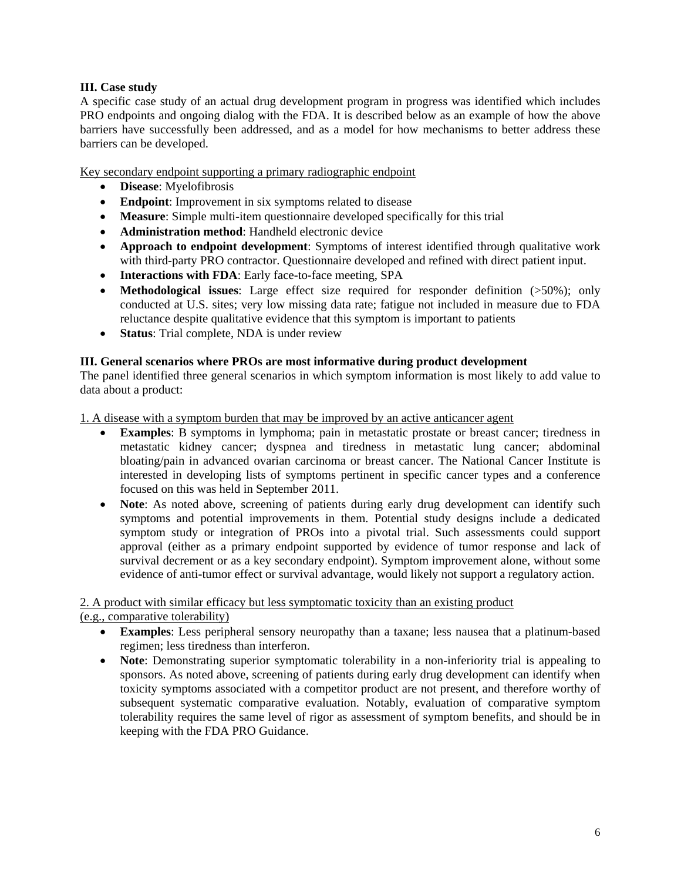### III. Case study

A specific case study of an actual drug development program in progress was identified which includes PRO endpoints and ongoing dialog with the FDA. It is described below as an example of how the above barriers have successfully been addressed, and as a model for how mechanisms to better address these barriers can be developed.

Key secondary endpoint supporting a primary radiographic endpoint

- **Disease**: Myelofibrosis
- **Endpoint**: Improvement in six symptoms related to disease
- **Measure**: Simple multi-item questionnaire developed specifically for this trial
- **Administration method**: Handheld electronic device
- **Approach to endpoint development**: Symptoms of interest identified through qualitative work with third-party PRO contractor. Questionnaire developed and refined with direct patient input.
- **Interactions with FDA**: Early face-to-face meeting, SPA
- **Methodological issues**: Large effect size required for responder definition (>50%); only conducted at U.S. sites; very low missing data rate; fatigue not included in measure due to FDA reluctance despite qualitative evidence that this symptom is important to patients
- **Status**: Trial complete, NDA is under review

### III. General scenarios where PROs are most informative during product development

The panel identified three general scenarios in which symptom information is most likely to add value to data about a product:

1. A disease with a symptom burden that may be improved by an active anticancer agent

- **Examples**: B symptoms in lymphoma; pain in metastatic prostate or breast cancer; tiredness in metastatic kidney cancer; dyspnea and tiredness in metastatic lung cancer; abdominal bloating/pain in advanced ovarian carcinoma or breast cancer. The National Cancer Institute is interested in developing lists of symptoms pertinent in specific cancer types and a conference focused on this was held in September 2011.
- **Note**: As noted above, screening of patients during early drug development can identify such symptoms and potential improvements in them. Potential study designs include a dedicated symptom study or integration of PROs into a pivotal trial. Such assessments could support approval (either as a primary endpoint supported by evidence of tumor response and lack of survival decrement or as a key secondary endpoint). Symptom improvement alone, without some evidence of anti-tumor effect or survival advantage, would likely not support a regulatory action.

2. A product with similar efficacy but less symptomatic toxicity than an existing product (e.g., comparative tolerability)

- **Examples**: Less peripheral sensory neuropathy than a taxane; less nausea that a platinum-based regimen; less tiredness than interferon.
- **Note**: Demonstrating superior symptomatic tolerability in a non-inferiority trial is appealing to sponsors. As noted above, screening of patients during early drug development can identify when toxicity symptoms associated with a competitor product are not present, and therefore worthy of subsequent systematic comparative evaluation. Notably, evaluation of comparative symptom tolerability requires the same level of rigor as assessment of symptom benefits, and should be in keeping with the FDA PRO Guidance.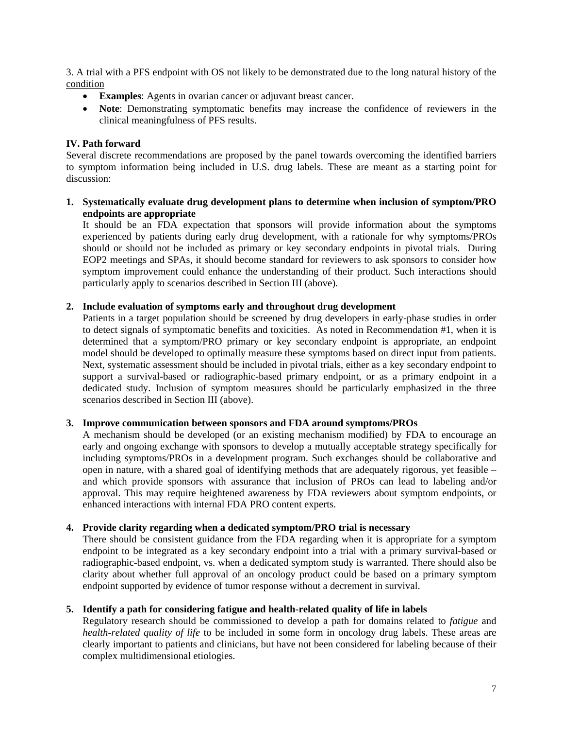<u>3. A trial with a PFS endpoint with OS not likely to be demonstrated due to the long natural history of the condition</u>

- **Examples**: Agents in ovarian cancer or adjuvant breast cancer.
- **Note**: Demonstrating symptomatic benefits may increase the confidence of reviewers in the clinical meaningfulness of PFS results.

**IV. Path forward**

Several discrete recommendations are proposed by the panel towards overcoming the identified barriers to symptom information being included in U.S. drug labels. These are meant as a starting point for discussion:

1. **Systematically evaluate drug development plans to determine when inclusion of symptom/PRO endpoints are appropriate**
   It should be an FDA expectation that sponsors will provide information about the symptoms experienced by patients during early drug development, with a rationale for why symptoms/PROs should or should not be included as primary or key secondary endpoints in pivotal trials. During EOP2 meetings and SPAs, it should become standard for reviewers to ask sponsors to consider how symptom improvement could enhance the understanding of their product. Such interactions should particularly apply to scenarios described in Section III (above).

2. **Include evaluation of symptoms early and throughout drug development**
   Patients in a target population should be screened by drug developers in early-phase studies in order to detect signals of symptomatic benefits and toxicities. As noted in Recommendation #1, when it is determined that a symptom/PRO primary or key secondary endpoint is appropriate, an endpoint model should be developed to optimally measure these symptoms based on direct input from patients. Next, systematic assessment should be included in pivotal trials, either as a key secondary endpoint to support a survival-based or radiographic-based primary endpoint, or as a primary endpoint in a dedicated study. Inclusion of symptom measures should be particularly emphasized in the three scenarios described in Section III (above).

3. **Improve communication between sponsors and FDA around symptoms/PROs**
   A mechanism should be developed (or an existing mechanism modified) by FDA to encourage an early and ongoing exchange with sponsors to develop a mutually acceptable strategy specifically for including symptoms/PROs in a development program. Such exchanges should be collaborative and open in nature, with a shared goal of identifying methods that are adequately rigorous, yet feasible – and which provide sponsors with assurance that inclusion of PROs can lead to labeling and/or approval. This may require heightened awareness by FDA reviewers about symptom endpoints, or enhanced interactions with internal FDA PRO content experts.

4. **Provide clarity regarding when a dedicated symptom/PRO trial is necessary**
   There should be consistent guidance from the FDA regarding when it is appropriate for a symptom endpoint to be integrated as a key secondary endpoint into a trial with a primary survival-based or radiographic-based endpoint, vs. when a dedicated symptom study is warranted. There should also be clarity about whether full approval of an oncology product could be based on a primary symptom endpoint supported by evidence of tumor response without a decrement in survival.

5. **Identify a path for considering fatigue and health-related quality of life in labels**
   Regulatory research should be commissioned to develop a path for domains related to *fatigue* and *health-related quality of life* to be included in some form in oncology drug labels. These areas are clearly important to patients and clinicians, but have not been considered for labeling because of their complex multidimensional etiologies.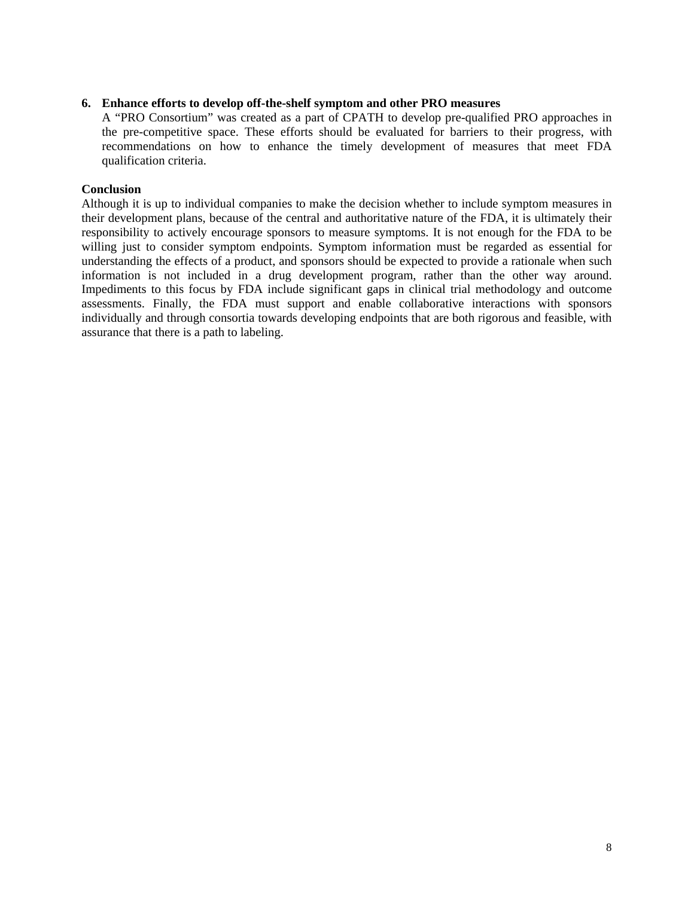6. **Enhance efforts to develop off-the-shelf symptom and other PRO measures**
   A "PRO Consortium" was created as a part of CPATH to develop pre-qualified PRO approaches in the pre-competitive space. These efforts should be evaluated for barriers to their progress, with recommendations on how to enhance the timely development of measures that meet FDA qualification criteria.

**Conclusion**

Although it is up to individual companies to make the decision whether to include symptom measures in their development plans, because of the central and authoritative nature of the FDA, it is ultimately their responsibility to actively encourage sponsors to measure symptoms. It is not enough for the FDA to be willing just to consider symptom endpoints. Symptom information must be regarded as essential for understanding the effects of a product, and sponsors should be expected to provide a rationale when such information is not included in a drug development program, rather than the other way around. Impediments to this focus by FDA include significant gaps in clinical trial methodology and outcome assessments. Finally, the FDA must support and enable collaborative interactions with sponsors individually and through consortia towards developing endpoints that are both rigorous and feasible, with assurance that there is a path to labeling.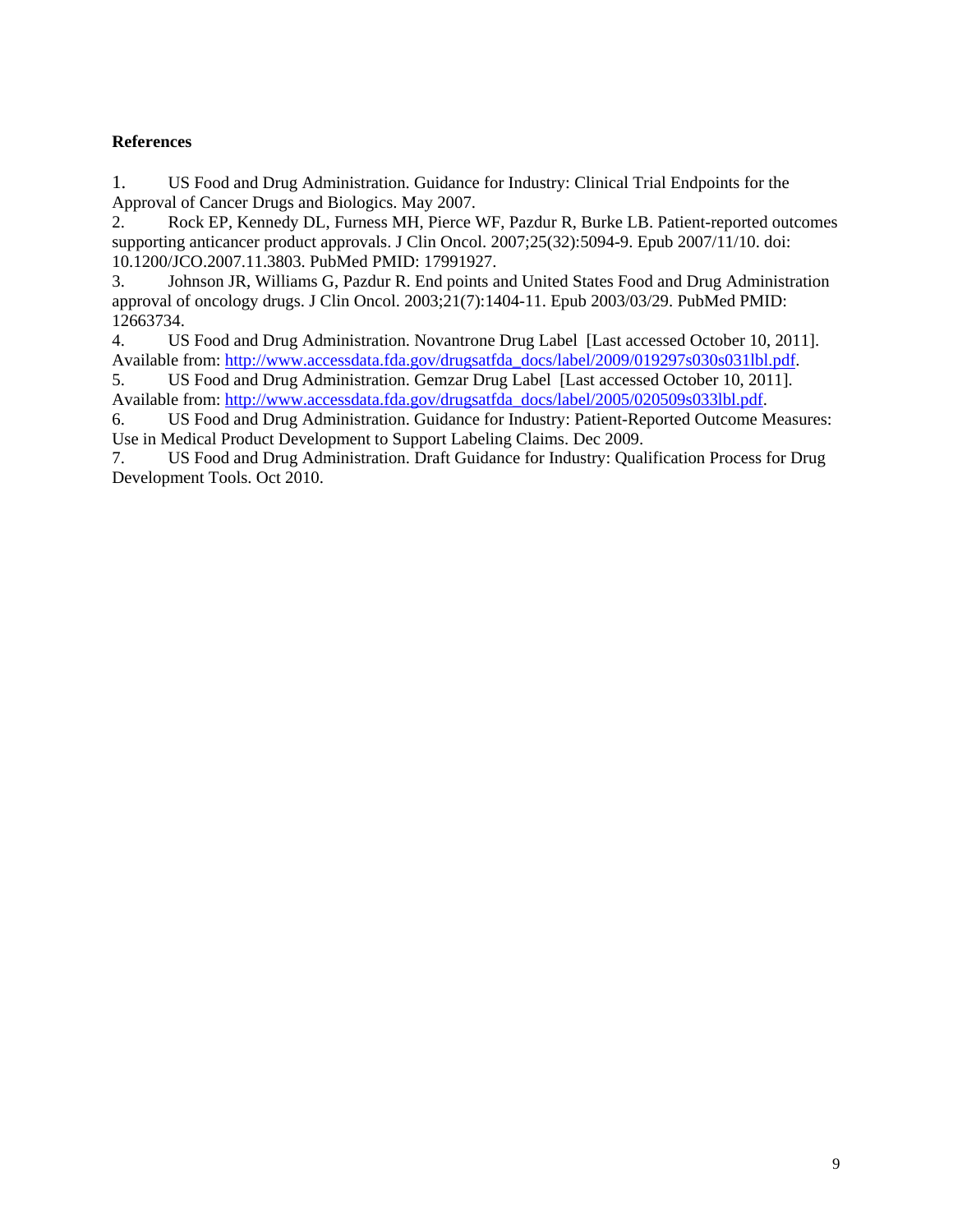**References**

1. US Food and Drug Administration. Guidance for Industry: Clinical Trial Endpoints for the Approval of Cancer Drugs and Biologics. May 2007.
2. Rock EP, Kennedy DL, Furness MH, Pierce WF, Pazdur R, Burke LB. Patient-reported outcomes supporting anticancer product approvals. J Clin Oncol. 2007;25(32):5094-9. Epub 2007/11/10. doi: 10.1200/JCO.2007.11.3803. PubMed PMID: 17991927.
3. Johnson JR, Williams G, Pazdur R. End points and United States Food and Drug Administration approval of oncology drugs. J Clin Oncol. 2003;21(7):1404-11. Epub 2003/03/29. PubMed PMID: 12663734.
4. US Food and Drug Administration. Novantrone Drug Label [Last accessed October 10, 2011]. Available from: http://www.accessdata.fda.gov/drugsatfda_docs/label/2009/019297s030s031lbl.pdf.
5. US Food and Drug Administration. Gemzar Drug Label [Last accessed October 10, 2011]. Available from: http://www.accessdata.fda.gov/drugsatfda_docs/label/2005/020509s033lbl.pdf.
6. US Food and Drug Administration. Guidance for Industry: Patient-Reported Outcome Measures: Use in Medical Product Development to Support Labeling Claims. Dec 2009.
7. US Food and Drug Administration. Draft Guidance for Industry: Qualification Process for Drug Development Tools. Oct 2010.